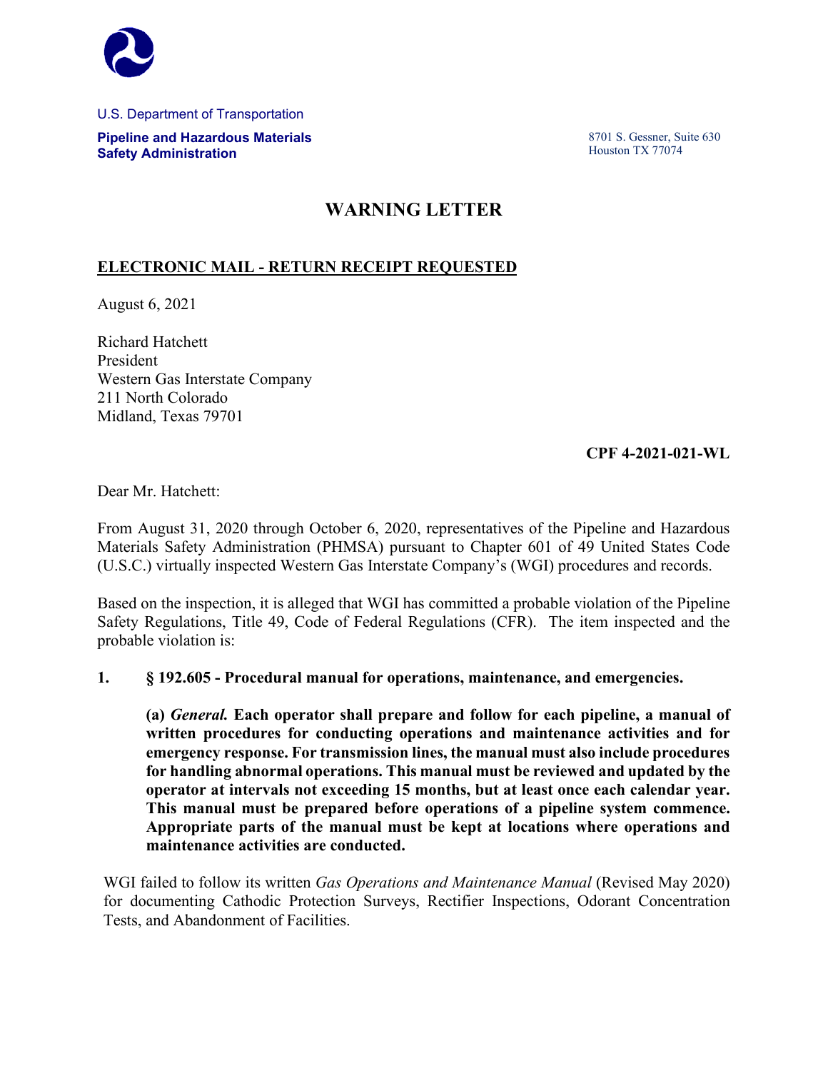U.S. Department of Transportation

**Pipeline and Hazardous Materials Safety Administration**

8701 S. Gessner, Suite 630
Houston TX 77074

# WARNING LETTER

**ELECTRONIC MAIL - RETURN RECEIPT REQUESTED**

August 6, 2021

Richard Hatchett
President
Western Gas Interstate Company
211 North Colorado
Midland, Texas 79701

**CPF 4-2021-021-WL**

Dear Mr. Hatchett:

From August 31, 2020 through October 6, 2020, representatives of the Pipeline and Hazardous Materials Safety Administration (PHMSA) pursuant to Chapter 601 of 49 United States Code (U.S.C.) virtually inspected Western Gas Interstate Company's (WGI) procedures and records.

Based on the inspection, it is alleged that WGI has committed a probable violation of the Pipeline Safety Regulations, Title 49, Code of Federal Regulations (CFR). The item inspected and the probable violation is:

**1. § 192.605 - Procedural manual for operations, maintenance, and emergencies.**

**(a) *General.* Each operator shall prepare and follow for each pipeline, a manual of written procedures for conducting operations and maintenance activities and for emergency response. For transmission lines, the manual must also include procedures for handling abnormal operations. This manual must be reviewed and updated by the operator at intervals not exceeding 15 months, but at least once each calendar year. This manual must be prepared before operations of a pipeline system commence. Appropriate parts of the manual must be kept at locations where operations and maintenance activities are conducted.**

WGI failed to follow its written *Gas Operations and Maintenance Manual* (Revised May 2020) for documenting Cathodic Protection Surveys, Rectifier Inspections, Odorant Concentration Tests, and Abandonment of Facilities.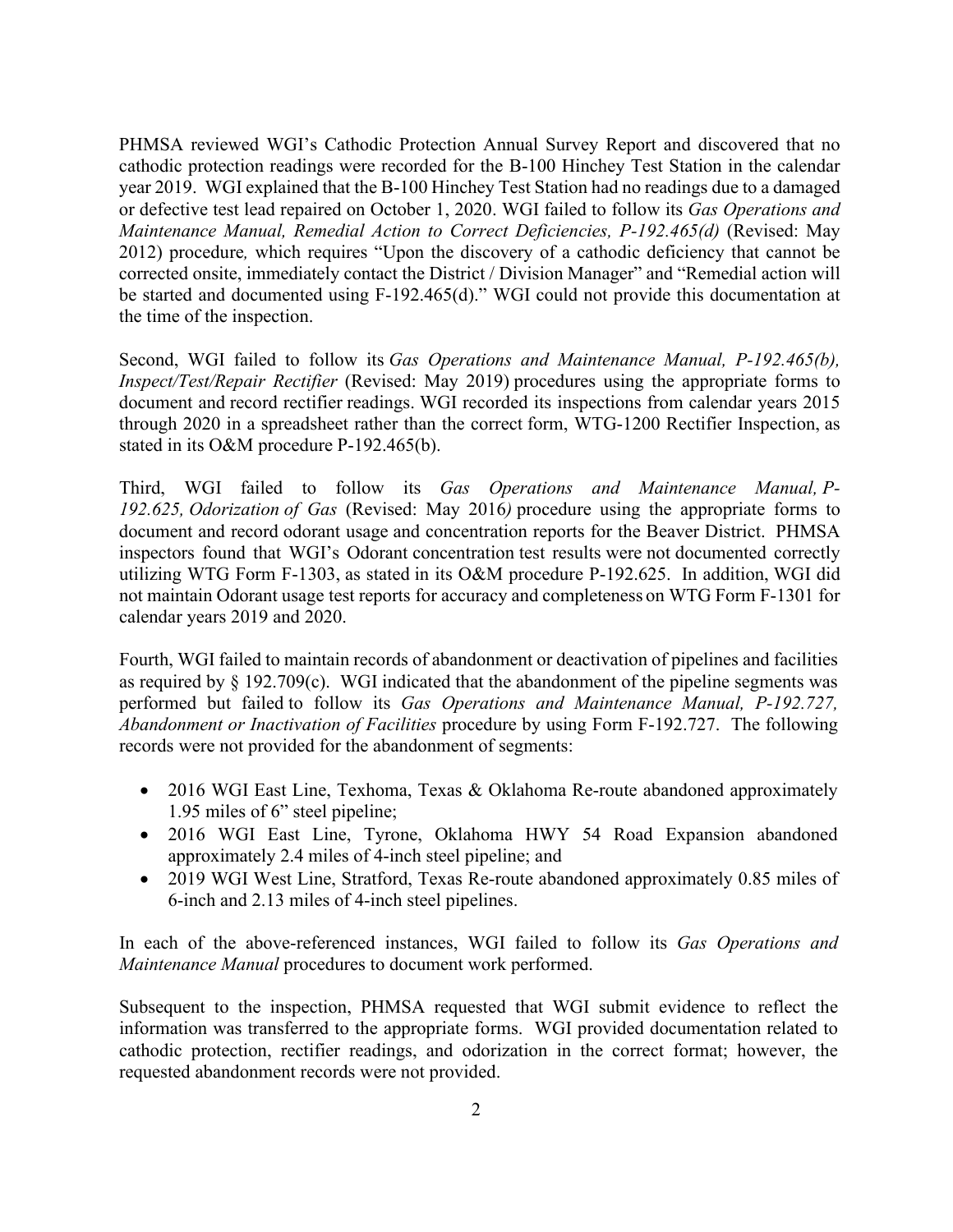PHMSA reviewed WGI's Cathodic Protection Annual Survey Report and discovered that no cathodic protection readings were recorded for the B-100 Hinchey Test Station in the calendar year 2019. WGI explained that the B-100 Hinchey Test Station had no readings due to a damaged or defective test lead repaired on October 1, 2020. WGI failed to follow its *Gas Operations and Maintenance Manual, Remedial Action to Correct Deficiencies, P-192.465(d)* (Revised: May 2012) procedure, which requires "Upon the discovery of a cathodic deficiency that cannot be corrected onsite, immediately contact the District / Division Manager" and "Remedial action will be started and documented using F-192.465(d)." WGI could not provide this documentation at the time of the inspection.

Second, WGI failed to follow its *Gas Operations and Maintenance Manual, P-192.465(b), Inspect/Test/Repair Rectifier* (Revised: May 2019) procedures using the appropriate forms to document and record rectifier readings. WGI recorded its inspections from calendar years 2015 through 2020 in a spreadsheet rather than the correct form, WTG-1200 Rectifier Inspection, as stated in its O&M procedure P-192.465(b).

Third, WGI failed to follow its *Gas Operations and Maintenance Manual, P-192.625, Odorization of Gas* (Revised: May 2016) procedure using the appropriate forms to document and record odorant usage and concentration reports for the Beaver District. PHMSA inspectors found that WGI's Odorant concentration test results were not documented correctly utilizing WTG Form F-1303, as stated in its O&M procedure P-192.625. In addition, WGI did not maintain Odorant usage test reports for accuracy and completeness on WTG Form F-1301 for calendar years 2019 and 2020.

Fourth, WGI failed to maintain records of abandonment or deactivation of pipelines and facilities as required by § 192.709(c). WGI indicated that the abandonment of the pipeline segments was performed but failed to follow its *Gas Operations and Maintenance Manual, P-192.727, Abandonment or Inactivation of Facilities* procedure by using Form F-192.727. The following records were not provided for the abandonment of segments:

- 2016 WGI East Line, Texhoma, Texas & Oklahoma Re-route abandoned approximately 1.95 miles of 6" steel pipeline;
- 2016 WGI East Line, Tyrone, Oklahoma HWY 54 Road Expansion abandoned approximately 2.4 miles of 4-inch steel pipeline; and
- 2019 WGI West Line, Stratford, Texas Re-route abandoned approximately 0.85 miles of 6-inch and 2.13 miles of 4-inch steel pipelines.

In each of the above-referenced instances, WGI failed to follow its *Gas Operations and Maintenance Manual* procedures to document work performed.

Subsequent to the inspection, PHMSA requested that WGI submit evidence to reflect the information was transferred to the appropriate forms. WGI provided documentation related to cathodic protection, rectifier readings, and odorization in the correct format; however, the requested abandonment records were not provided.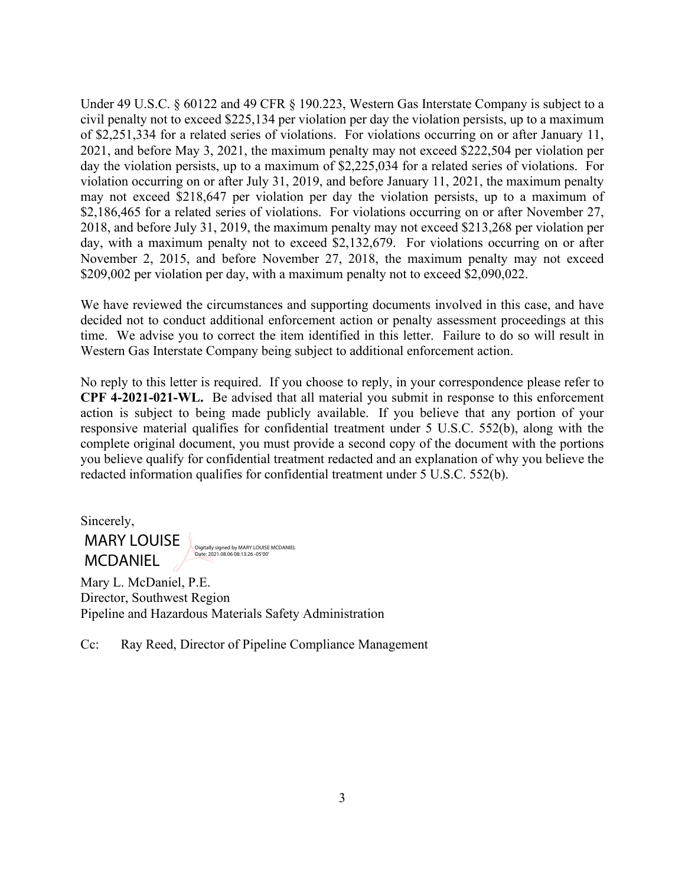Under 49 U.S.C. § 60122 and 49 CFR § 190.223, Western Gas Interstate Company is subject to a civil penalty not to exceed $225,134 per violation per day the violation persists, up to a maximum of $2,251,334 for a related series of violations. For violations occurring on or after January 11, 2021, and before May 3, 2021, the maximum penalty may not exceed $222,504 per violation per day the violation persists, up to a maximum of $2,225,034 for a related series of violations. For violation occurring on or after July 31, 2019, and before January 11, 2021, the maximum penalty may not exceed $218,647 per violation per day the violation persists, up to a maximum of $2,186,465 for a related series of violations. For violations occurring on or after November 27, 2018, and before July 31, 2019, the maximum penalty may not exceed $213,268 per violation per day, with a maximum penalty not to exceed $2,132,679. For violations occurring on or after November 2, 2015, and before November 27, 2018, the maximum penalty may not exceed $209,002 per violation per day, with a maximum penalty not to exceed $2,090,022.

We have reviewed the circumstances and supporting documents involved in this case, and have decided not to conduct additional enforcement action or penalty assessment proceedings at this time. We advise you to correct the item identified in this letter. Failure to do so will result in Western Gas Interstate Company being subject to additional enforcement action.

No reply to this letter is required. If you choose to reply, in your correspondence please refer to **CPF 4-2021-021-WL.** Be advised that all material you submit in response to this enforcement action is subject to being made publicly available. If you believe that any portion of your responsive material qualifies for confidential treatment under 5 U.S.C. 552(b), along with the complete original document, you must provide a second copy of the document with the portions you believe qualify for confidential treatment redacted and an explanation of why you believe the redacted information qualifies for confidential treatment under 5 U.S.C. 552(b).

Sincerely,

MARY LOUISE MCDANIEL

Digitally signed by MARY LOUISE MCDANIEL
Date: 2021.08.06 08:13:26 -05'00'

Mary L. McDaniel, P.E.
Director, Southwest Region
Pipeline and Hazardous Materials Safety Administration

Cc: Ray Reed, Director of Pipeline Compliance Management